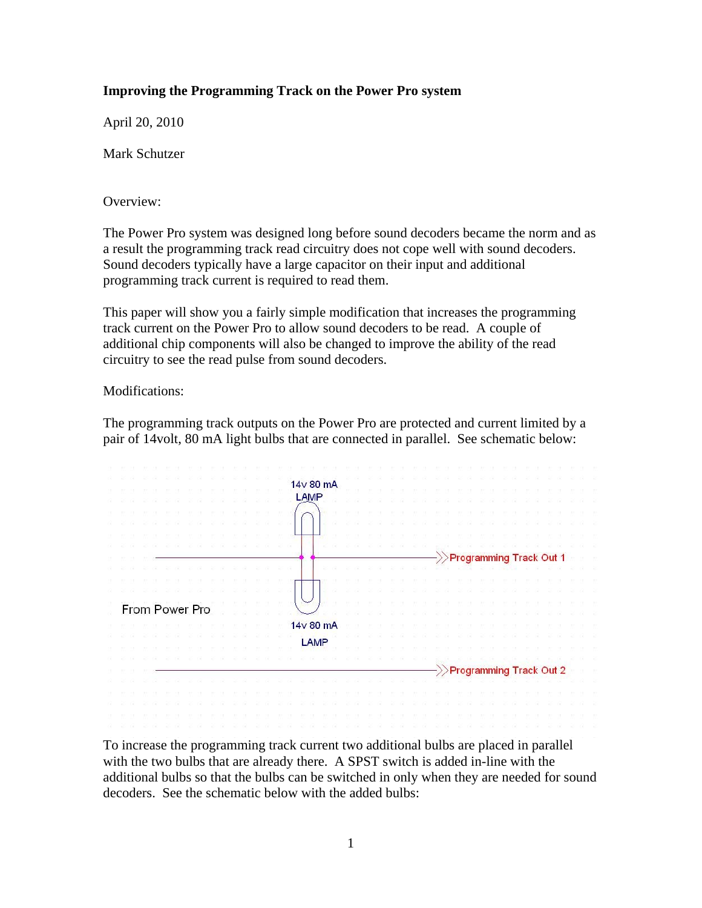**Improving the Programming Track on the Power Pro system**

April 20, 2010

Mark Schutzer

Overview:

The Power Pro system was designed long before sound decoders became the norm and as a result the programming track read circuitry does not cope well with sound decoders. Sound decoders typically have a large capacitor on their input and additional programming track current is required to read them.

This paper will show you a fairly simple modification that increases the programming track current on the Power Pro to allow sound decoders to be read. A couple of additional chip components will also be changed to improve the ability of the read circuitry to see the read pulse from sound decoders.

Modifications:

The programming track outputs on the Power Pro are protected and current limited by a pair of 14volt, 80 mA light bulbs that are connected in parallel. See schematic below:

14v 80 mA LAMP

14v 80 mA LAMP

From Power Pro

Programming Track Out 1

Programming Track Out 2

To increase the programming track current two additional bulbs are placed in parallel with the two bulbs that are already there. A SPST switch is added in-line with the additional bulbs so that the bulbs can be switched in only when they are needed for sound decoders. See the schematic below with the added bulbs: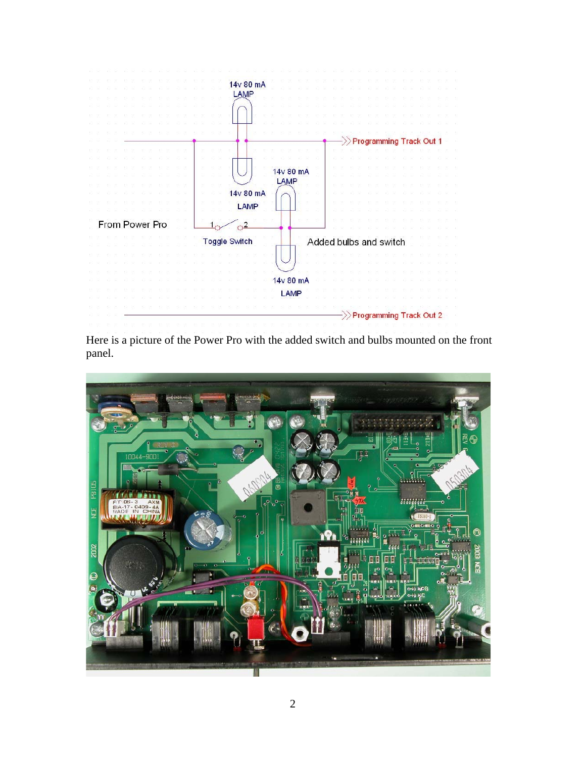Here is a picture of the Power Pro with the added switch and bulbs mounted on the front panel.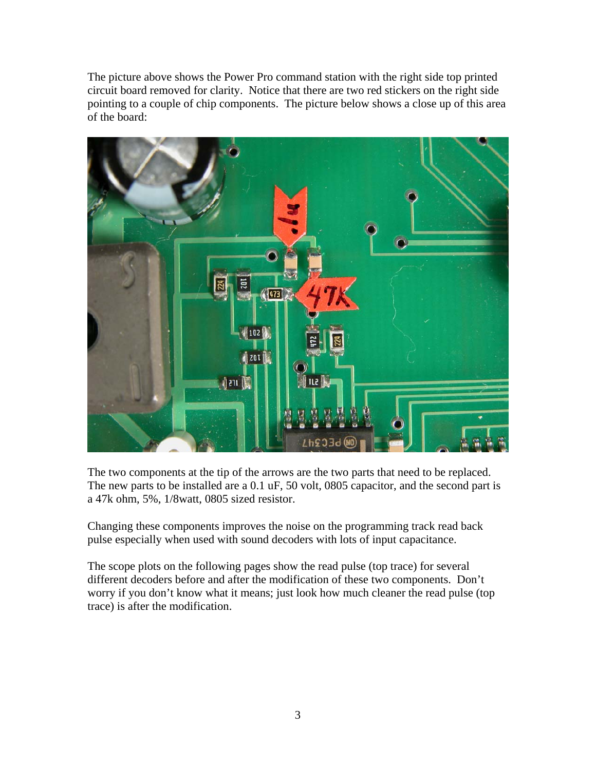The picture above shows the Power Pro command station with the right side top printed circuit board removed for clarity. Notice that there are two red stickers on the right side pointing to a couple of chip components. The picture below shows a close up of this area of the board:

The two components at the tip of the arrows are the two parts that need to be replaced. The new parts to be installed are a 0.1 uF, 50 volt, 0805 capacitor, and the second part is a 47k ohm, 5%, 1/8watt, 0805 sized resistor.

Changing these components improves the noise on the programming track read back pulse especially when used with sound decoders with lots of input capacitance.

The scope plots on the following pages show the read pulse (top trace) for several different decoders before and after the modification of these two components. Don't worry if you don't know what it means; just look how much cleaner the read pulse (top trace) is after the modification.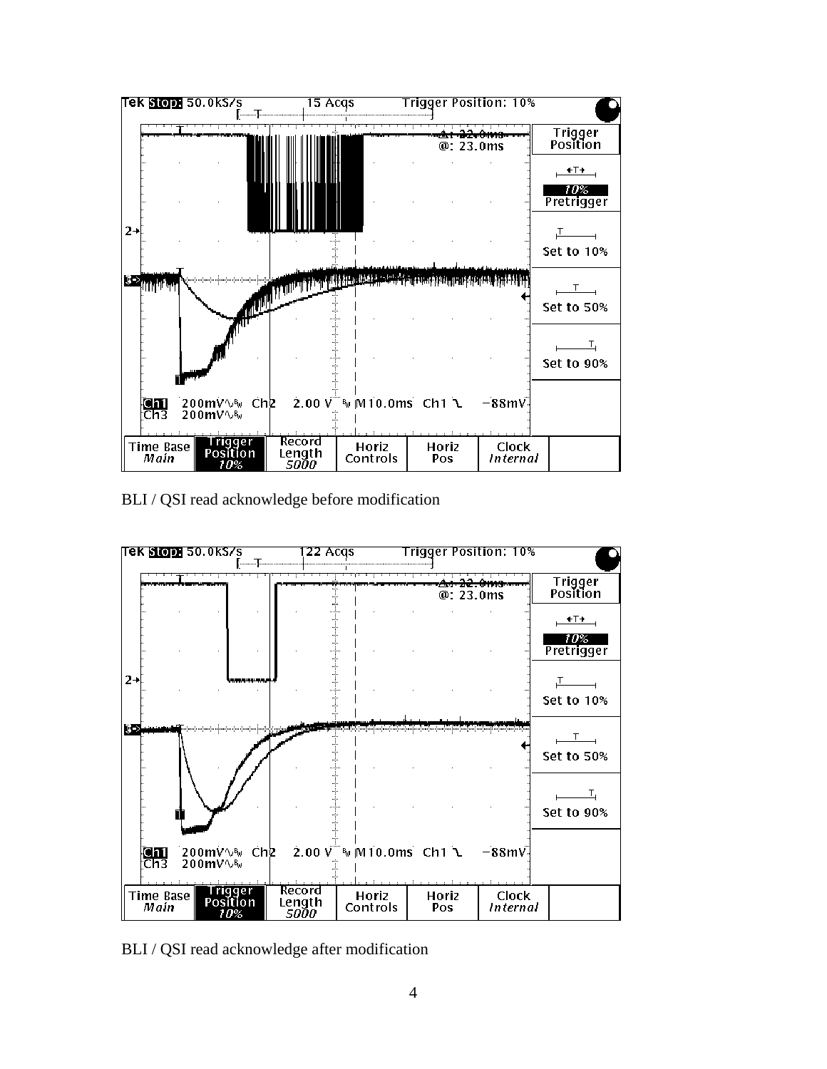BLI / QSI read acknowledge before modification

BLI / QSI read acknowledge after modification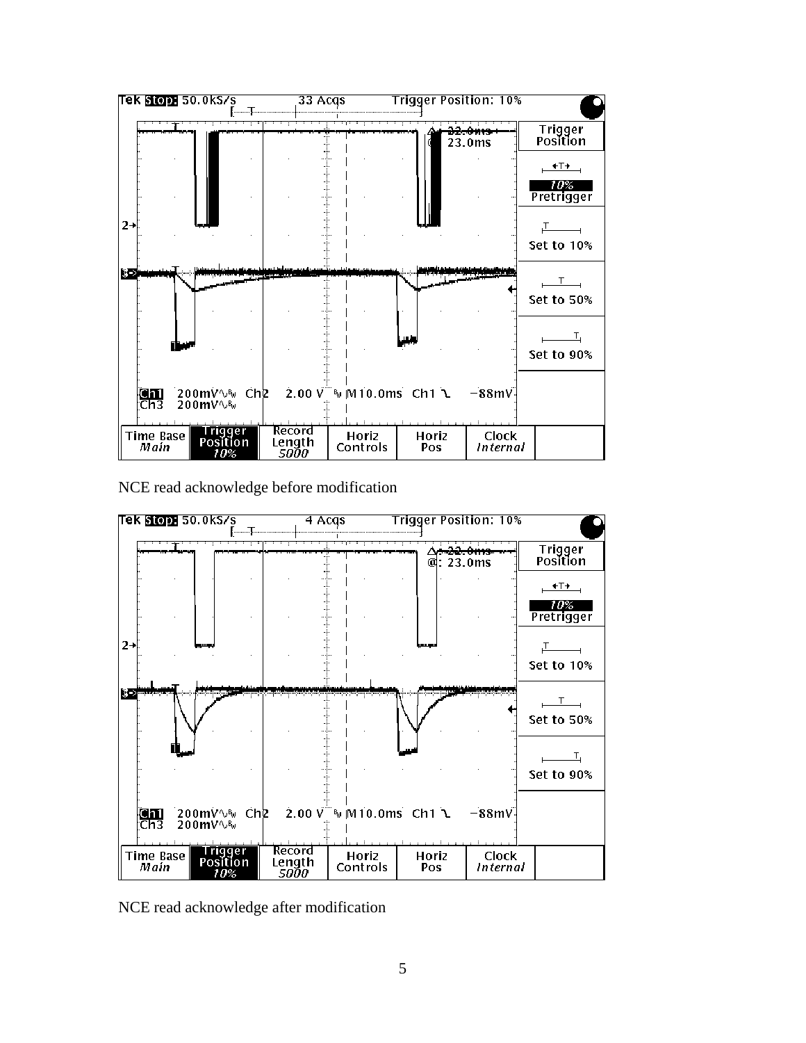NCE read acknowledge before modification

NCE read acknowledge after modification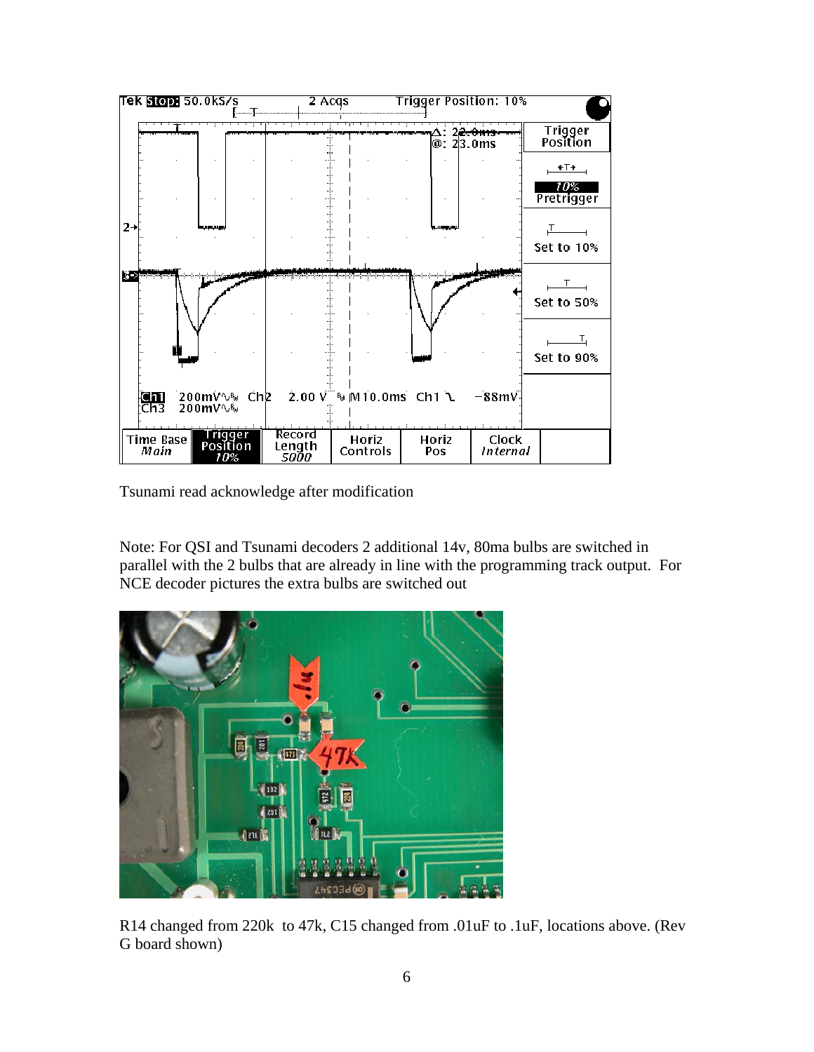Tsunami read acknowledge after modification

Note: For QSI and Tsunami decoders 2 additional 14v, 80ma bulbs are switched in parallel with the 2 bulbs that are already in line with the programming track output. For NCE decoder pictures the extra bulbs are switched out

R14 changed from 220k to 47k, C15 changed from .01uF to .1uF, locations above. (Rev G board shown)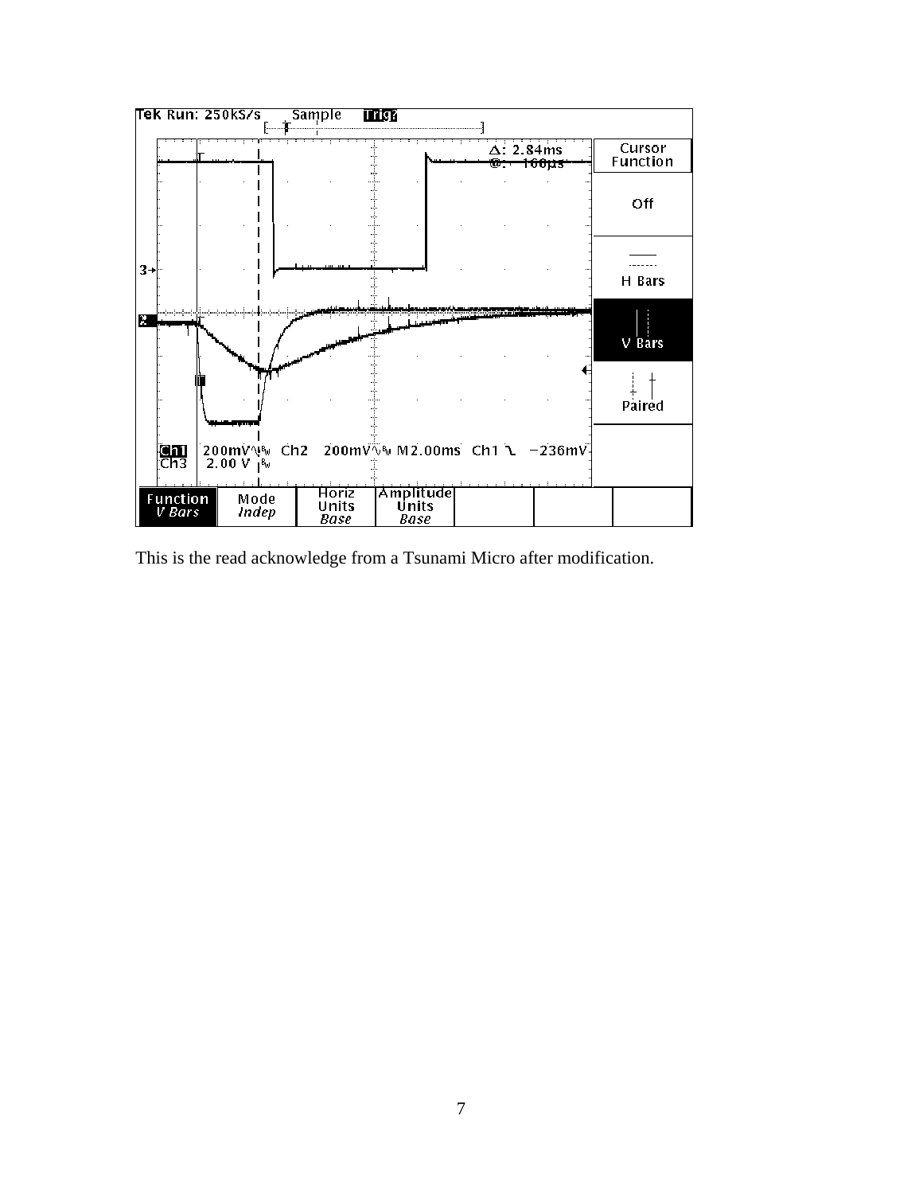Tek Run: 250kS/s Sample Trig?

Δ: 2.84ms
@: 160μs

Cursor Function

Off

H Bars

V Bars

Paired

Ch1 200mV Ch2 200mV M2.00ms Ch1 ⤵ −236mV
Ch3 2.00 V

Function V Bars
Mode Indep
Horiz Units Base
Amplitude Units Base

This is the read acknowledge from a Tsunami Micro after modification.